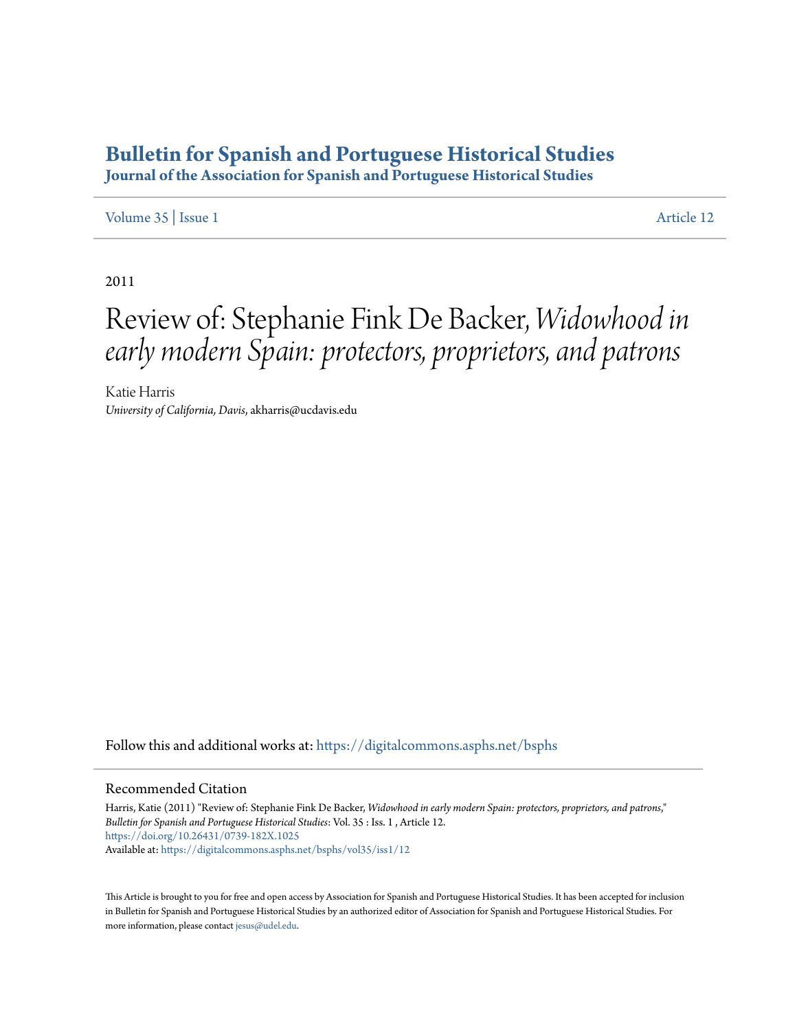# Bulletin for Spanish and Portuguese Historical Studies

## Journal of the Association for Spanish and Portuguese Historical Studies

Volume 35 | Issue 1 Article 12

2011

# Review of: Stephanie Fink De Backer, *Widowhood in early modern Spain: protectors, proprietors, and patrons*

Katie Harris
*University of California, Davis*, akharris@ucdavis.edu

Follow this and additional works at: https://digitalcommons.asphs.net/bsphs

## Recommended Citation

Harris, Katie (2011) "Review of: Stephanie Fink De Backer, *Widowhood in early modern Spain: protectors, proprietors, and patrons*," *Bulletin for Spanish and Portuguese Historical Studies*: Vol. 35 : Iss. 1 , Article 12.
https://doi.org/10.26431/0739-182X.1025
Available at: https://digitalcommons.asphs.net/bsphs/vol35/iss1/12

This Article is brought to you for free and open access by Association for Spanish and Portuguese Historical Studies. It has been accepted for inclusion in Bulletin for Spanish and Portuguese Historical Studies by an authorized editor of Association for Spanish and Portuguese Historical Studies. For more information, please contact jesus@udel.edu.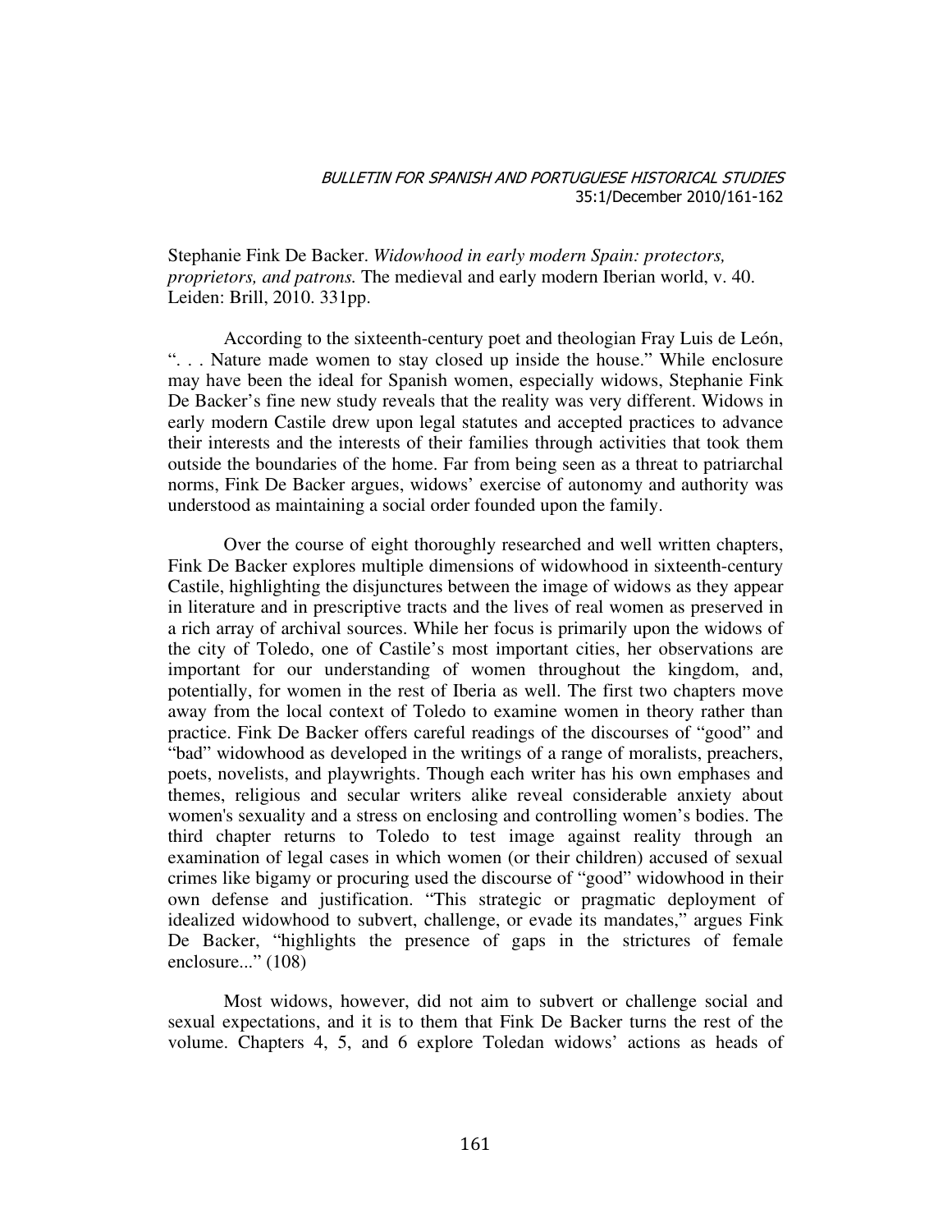Stephanie Fink De Backer. *Widowhood in early modern Spain: protectors, proprietors, and patrons.* The medieval and early modern Iberian world, v. 40. Leiden: Brill, 2010. 331pp.

According to the sixteenth-century poet and theologian Fray Luis de León, ". . . Nature made women to stay closed up inside the house." While enclosure may have been the ideal for Spanish women, especially widows, Stephanie Fink De Backer's fine new study reveals that the reality was very different. Widows in early modern Castile drew upon legal statutes and accepted practices to advance their interests and the interests of their families through activities that took them outside the boundaries of the home. Far from being seen as a threat to patriarchal norms, Fink De Backer argues, widows' exercise of autonomy and authority was understood as maintaining a social order founded upon the family.

Over the course of eight thoroughly researched and well written chapters, Fink De Backer explores multiple dimensions of widowhood in sixteenth-century Castile, highlighting the disjunctures between the image of widows as they appear in literature and in prescriptive tracts and the lives of real women as preserved in a rich array of archival sources. While her focus is primarily upon the widows of the city of Toledo, one of Castile's most important cities, her observations are important for our understanding of women throughout the kingdom, and, potentially, for women in the rest of Iberia as well. The first two chapters move away from the local context of Toledo to examine women in theory rather than practice. Fink De Backer offers careful readings of the discourses of "good" and "bad" widowhood as developed in the writings of a range of moralists, preachers, poets, novelists, and playwrights. Though each writer has his own emphases and themes, religious and secular writers alike reveal considerable anxiety about women's sexuality and a stress on enclosing and controlling women's bodies. The third chapter returns to Toledo to test image against reality through an examination of legal cases in which women (or their children) accused of sexual crimes like bigamy or procuring used the discourse of "good" widowhood in their own defense and justification. "This strategic or pragmatic deployment of idealized widowhood to subvert, challenge, or evade its mandates," argues Fink De Backer, "highlights the presence of gaps in the strictures of female enclosure..." (108)

Most widows, however, did not aim to subvert or challenge social and sexual expectations, and it is to them that Fink De Backer turns the rest of the volume. Chapters 4, 5, and 6 explore Toledan widows' actions as heads of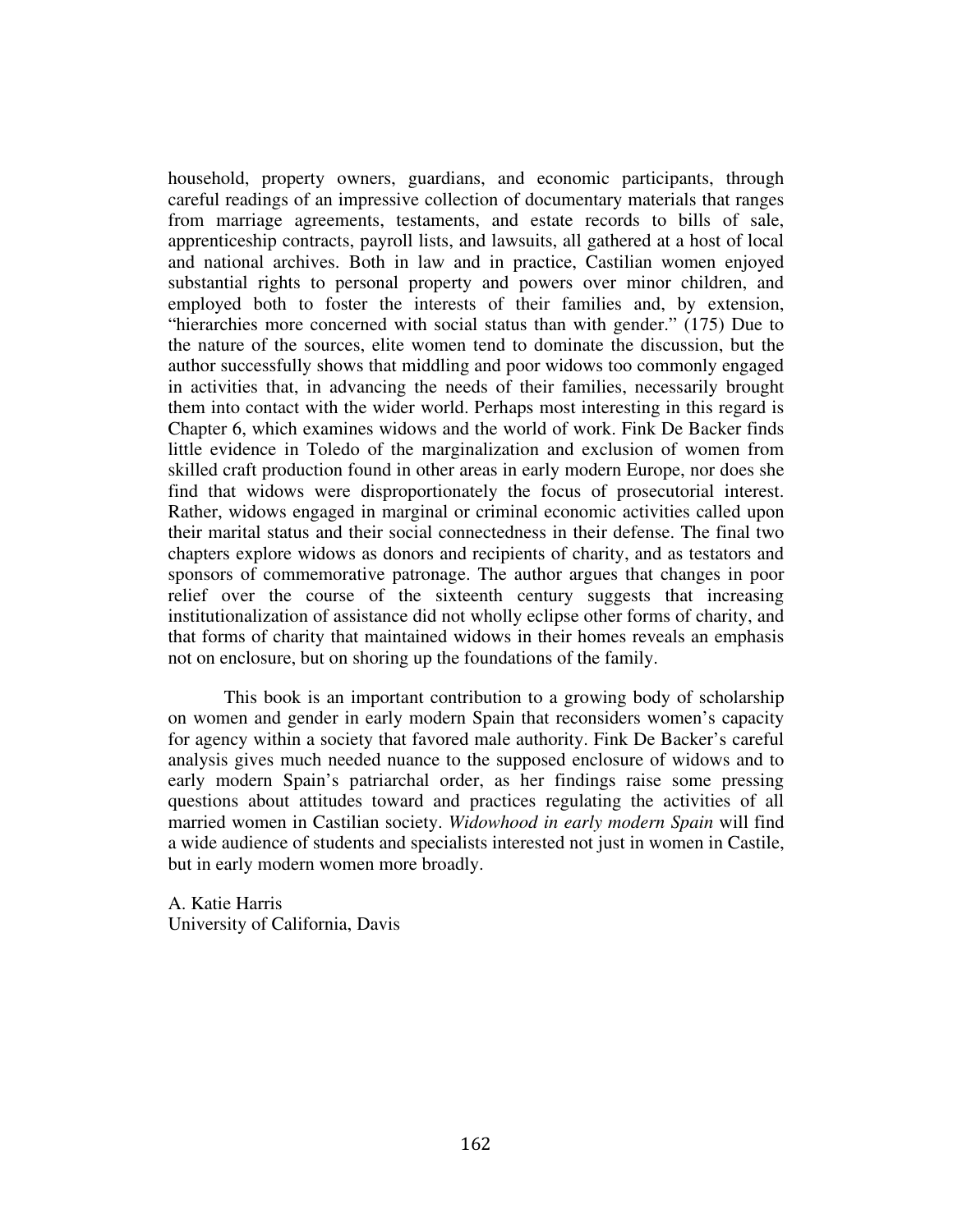household, property owners, guardians, and economic participants, through careful readings of an impressive collection of documentary materials that ranges from marriage agreements, testaments, and estate records to bills of sale, apprenticeship contracts, payroll lists, and lawsuits, all gathered at a host of local and national archives. Both in law and in practice, Castilian women enjoyed substantial rights to personal property and powers over minor children, and employed both to foster the interests of their families and, by extension, "hierarchies more concerned with social status than with gender." (175) Due to the nature of the sources, elite women tend to dominate the discussion, but the author successfully shows that middling and poor widows too commonly engaged in activities that, in advancing the needs of their families, necessarily brought them into contact with the wider world. Perhaps most interesting in this regard is Chapter 6, which examines widows and the world of work. Fink De Backer finds little evidence in Toledo of the marginalization and exclusion of women from skilled craft production found in other areas in early modern Europe, nor does she find that widows were disproportionately the focus of prosecutorial interest. Rather, widows engaged in marginal or criminal economic activities called upon their marital status and their social connectedness in their defense. The final two chapters explore widows as donors and recipients of charity, and as testators and sponsors of commemorative patronage. The author argues that changes in poor relief over the course of the sixteenth century suggests that increasing institutionalization of assistance did not wholly eclipse other forms of charity, and that forms of charity that maintained widows in their homes reveals an emphasis not on enclosure, but on shoring up the foundations of the family.

This book is an important contribution to a growing body of scholarship on women and gender in early modern Spain that reconsiders women's capacity for agency within a society that favored male authority. Fink De Backer's careful analysis gives much needed nuance to the supposed enclosure of widows and to early modern Spain's patriarchal order, as her findings raise some pressing questions about attitudes toward and practices regulating the activities of all married women in Castilian society. *Widowhood in early modern Spain* will find a wide audience of students and specialists interested not just in women in Castile, but in early modern women more broadly.

A. Katie Harris
University of California, Davis